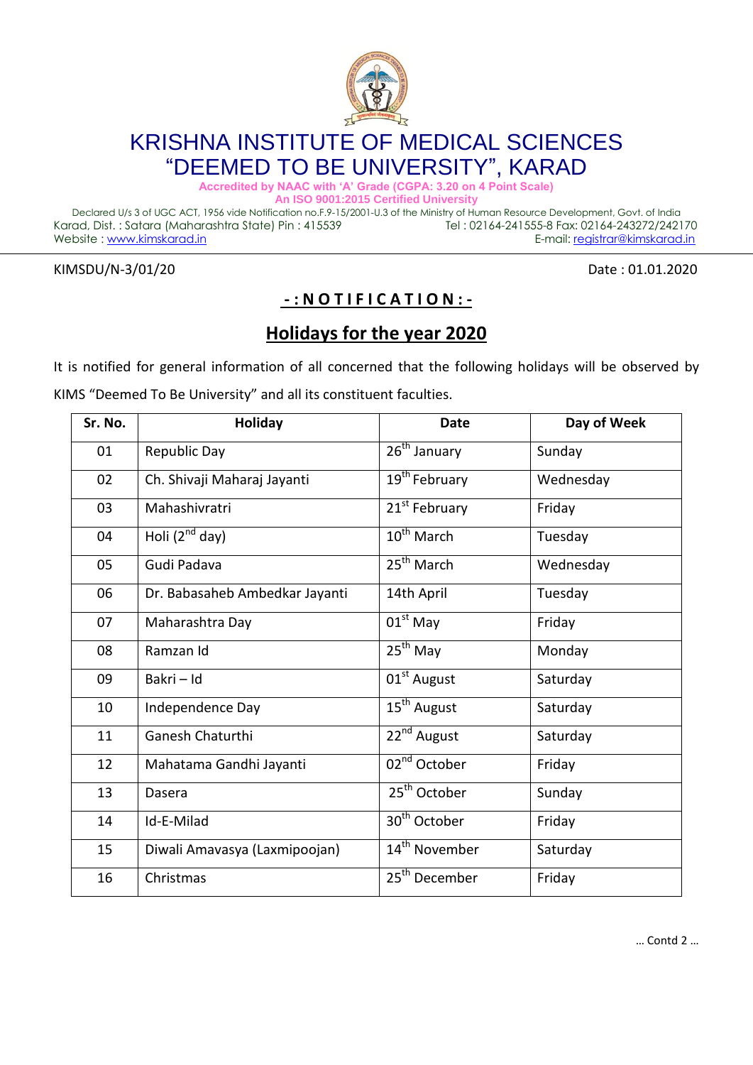# KRISHNA INSTITUTE OF MEDICAL SCIENCES
# "DEEMED TO BE UNIVERSITY", KARAD

**Accredited by NAAC with 'A' Grade (CGPA: 3.20 on 4 Point Scale)**
**An ISO 9001:2015 Certified University**

Declared U/s 3 of UGC ACT, 1956 vide Notification no.F.9-15/2001-U.3 of the Ministry of Human Resource Development, Govt. of India
Karad, Dist. : Satara (Maharashtra State) Pin : 415539 Tel : 02164-241555-8 Fax: 02164-243272/242170
Website : www.kimskarad.in E-mail: registrar@kimskarad.in

KIMSDU/N-3/01/20 Date : 01.01.2020

## - : N O T I F I C A T I O N : -

## Holidays for the year 2020

It is notified for general information of all concerned that the following holidays will be observed by KIMS "Deemed To Be University" and all its constituent faculties.

| Sr. No. | Holiday | Date | Day of Week |
|---|---|---|---|
| 01 | Republic Day | 26th January | Sunday |
| 02 | Ch. Shivaji Maharaj Jayanti | 19th February | Wednesday |
| 03 | Mahashivratri | 21st February | Friday |
| 04 | Holi (2nd day) | 10th March | Tuesday |
| 05 | Gudi Padava | 25th March | Wednesday |
| 06 | Dr. Babasaheb Ambedkar Jayanti | 14th April | Tuesday |
| 07 | Maharashtra Day | 01st May | Friday |
| 08 | Ramzan Id | 25th May | Monday |
| 09 | Bakri – Id | 01st August | Saturday |
| 10 | Independence Day | 15th August | Saturday |
| 11 | Ganesh Chaturthi | 22nd August | Saturday |
| 12 | Mahatama Gandhi Jayanti | 02nd October | Friday |
| 13 | Dasera | 25th October | Sunday |
| 14 | Id-E-Milad | 30th October | Friday |
| 15 | Diwali Amavasya (Laxmipoojan) | 14th November | Saturday |
| 16 | Christmas | 25th December | Friday |

… Contd 2 …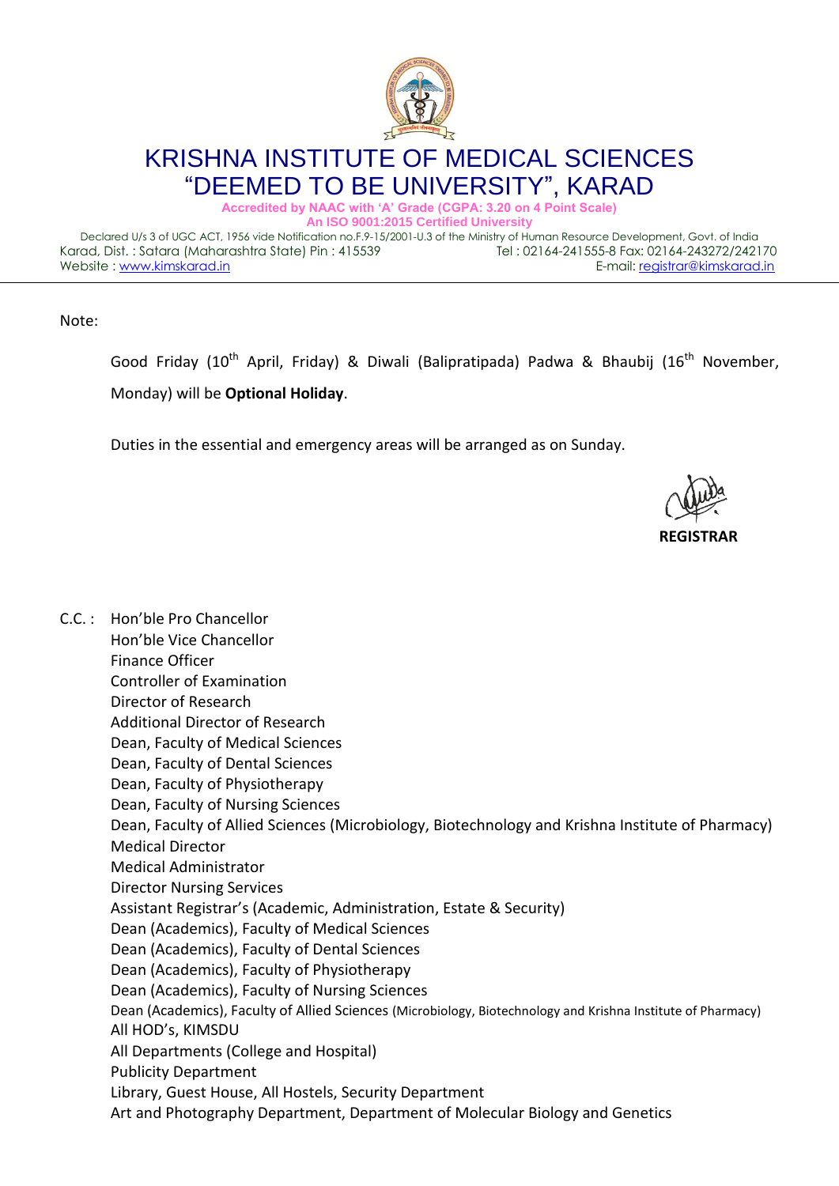# KRISHNA INSTITUTE OF MEDICAL SCIENCES
# "DEEMED TO BE UNIVERSITY", KARAD

**Accredited by NAAC with 'A' Grade (CGPA: 3.20 on 4 Point Scale)**
**An ISO 9001:2015 Certified University**

Declared U/s 3 of UGC ACT, 1956 vide Notification no.F.9-15/2001-U.3 of the Ministry of Human Resource Development, Govt. of India
Karad, Dist. : Satara (Maharashtra State) Pin : 415539 Tel : 02164-241555-8 Fax: 02164-243272/242170
Website : www.kimskarad.in E-mail: registrar@kimskarad.in

---

Note:

Good Friday (10th April, Friday) & Diwali (Balipratipada) Padwa & Bhaubij (16th November, Monday) will be **Optional Holiday**.

Duties in the essential and emergency areas will be arranged as on Sunday.

**REGISTRAR**

C.C. :
- Hon'ble Pro Chancellor
- Hon'ble Vice Chancellor
- Finance Officer
- Controller of Examination
- Director of Research
- Additional Director of Research
- Dean, Faculty of Medical Sciences
- Dean, Faculty of Dental Sciences
- Dean, Faculty of Physiotherapy
- Dean, Faculty of Nursing Sciences
- Dean, Faculty of Allied Sciences (Microbiology, Biotechnology and Krishna Institute of Pharmacy)
- Medical Director
- Medical Administrator
- Director Nursing Services
- Assistant Registrar's (Academic, Administration, Estate & Security)
- Dean (Academics), Faculty of Medical Sciences
- Dean (Academics), Faculty of Dental Sciences
- Dean (Academics), Faculty of Physiotherapy
- Dean (Academics), Faculty of Nursing Sciences
- Dean (Academics), Faculty of Allied Sciences (Microbiology, Biotechnology and Krishna Institute of Pharmacy)
- All HOD's, KIMSDU
- All Departments (College and Hospital)
- Publicity Department
- Library, Guest House, All Hostels, Security Department
- Art and Photography Department, Department of Molecular Biology and Genetics